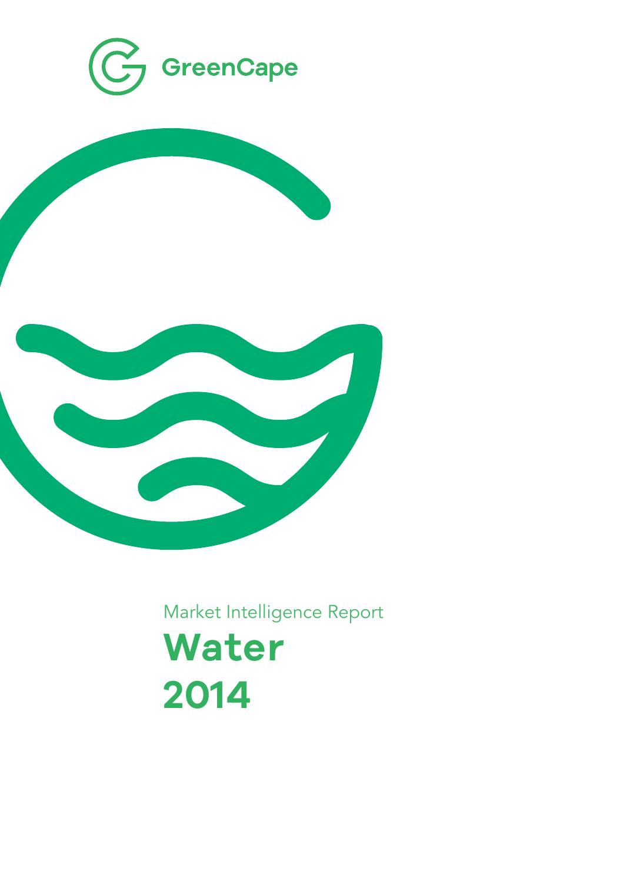GreenCape

Market Intelligence Report

# Water

# 2014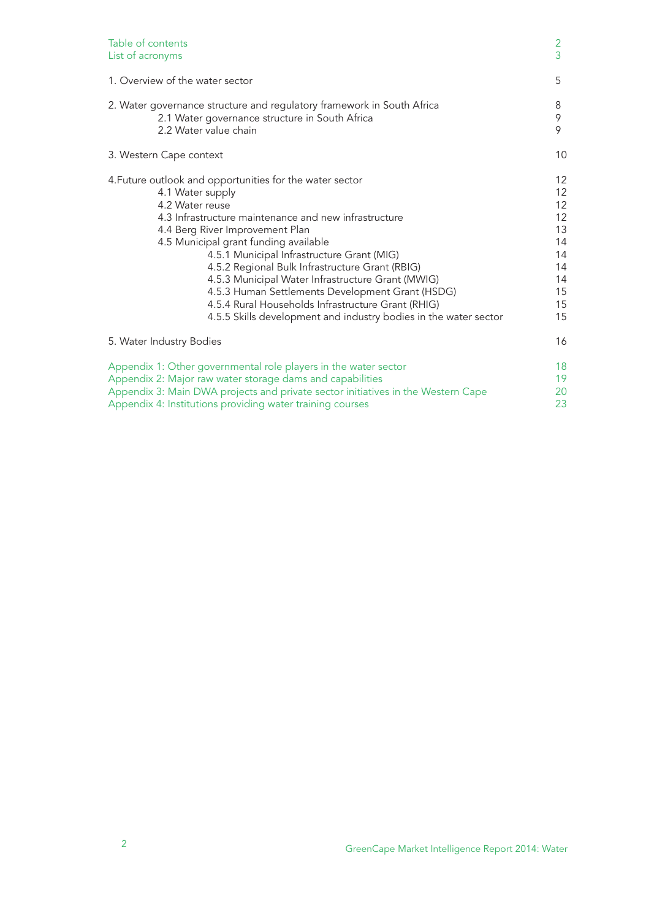| | |
|---|---|
| Table of contents | 2 |
| List of acronyms | 3 |
| 1. Overview of the water sector | 5 |
| 2. Water governance structure and regulatory framework in South Africa | 8 |
| 2.1 Water governance structure in South Africa | 9 |
| 2.2 Water value chain | 9 |
| 3. Western Cape context | 10 |
| 4.Future outlook and opportunities for the water sector | 12 |
| 4.1 Water supply | 12 |
| 4.2 Water reuse | 12 |
| 4.3 Infrastructure maintenance and new infrastructure | 12 |
| 4.4 Berg River Improvement Plan | 13 |
| 4.5 Municipal grant funding available | 14 |
| 4.5.1 Municipal Infrastructure Grant (MIG) | 14 |
| 4.5.2 Regional Bulk Infrastructure Grant (RBIG) | 14 |
| 4.5.3 Municipal Water Infrastructure Grant (MWIG) | 14 |
| 4.5.3 Human Settlements Development Grant (HSDG) | 15 |
| 4.5.4 Rural Households Infrastructure Grant (RHIG) | 15 |
| 4.5.5 Skills development and industry bodies in the water sector | 15 |
| 5. Water Industry Bodies | 16 |
| Appendix 1: Other governmental role players in the water sector | 18 |
| Appendix 2: Major raw water storage dams and capabilities | 19 |
| Appendix 3: Main DWA projects and private sector initiatives in the Western Cape | 20 |
| Appendix 4: Institutions providing water training courses | 23 |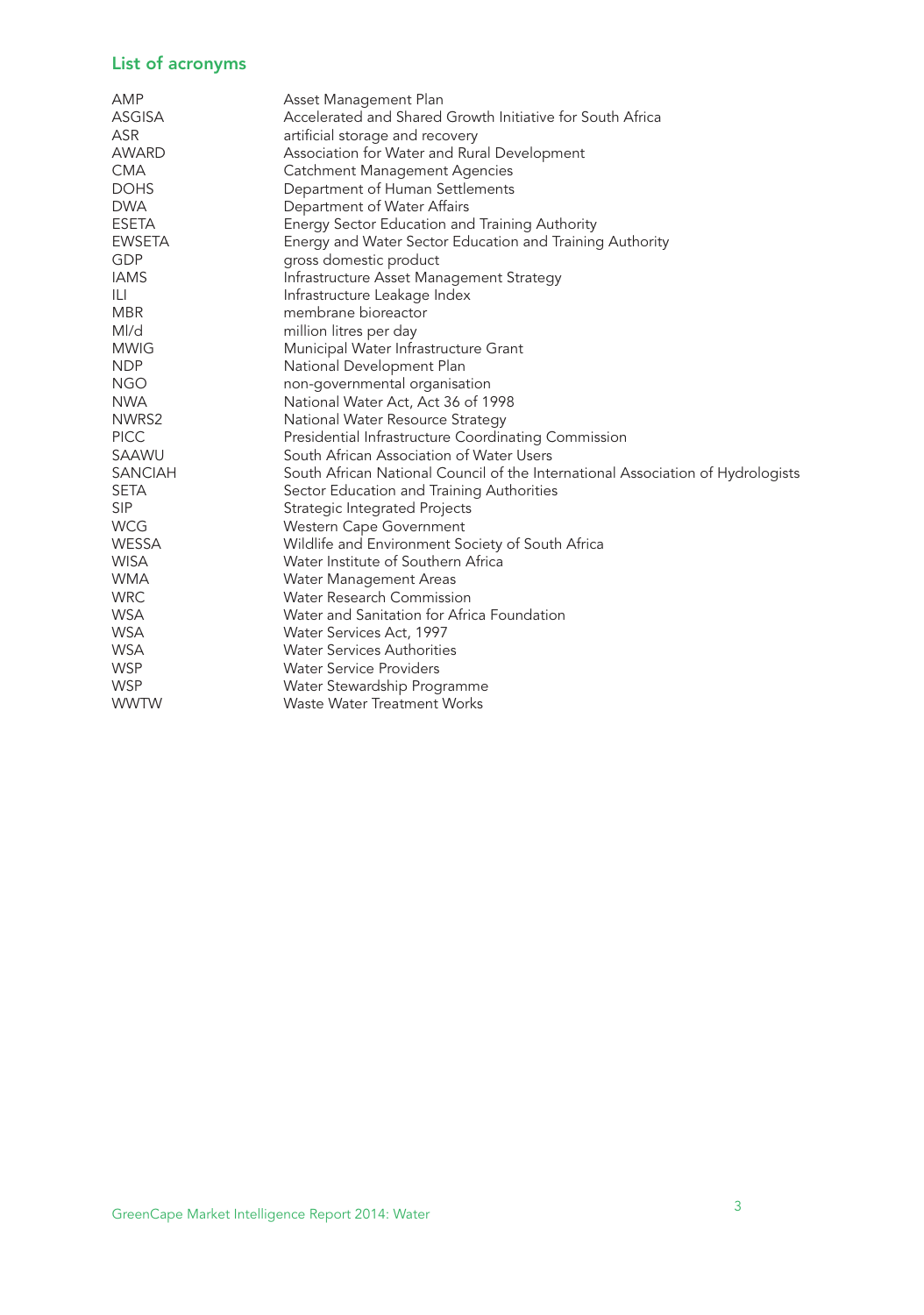## List of acronyms

| | |
|---|---|
| AMP | Asset Management Plan |
| ASGISA | Accelerated and Shared Growth Initiative for South Africa |
| ASR | artificial storage and recovery |
| AWARD | Association for Water and Rural Development |
| CMA | Catchment Management Agencies |
| DOHS | Department of Human Settlements |
| DWA | Department of Water Affairs |
| ESETA | Energy Sector Education and Training Authority |
| EWSETA | Energy and Water Sector Education and Training Authority |
| GDP | gross domestic product |
| IAMS | Infrastructure Asset Management Strategy |
| ILI | Infrastructure Leakage Index |
| MBR | membrane bioreactor |
| Ml/d | million litres per day |
| MWIG | Municipal Water Infrastructure Grant |
| NDP | National Development Plan |
| NGO | non-governmental organisation |
| NWA | National Water Act, Act 36 of 1998 |
| NWRS2 | National Water Resource Strategy |
| PICC | Presidential Infrastructure Coordinating Commission |
| SAAWU | South African Association of Water Users |
| SANCIAH | South African National Council of the International Association of Hydrologists |
| SETA | Sector Education and Training Authorities |
| SIP | Strategic Integrated Projects |
| WCG | Western Cape Government |
| WESSA | Wildlife and Environment Society of South Africa |
| WISA | Water Institute of Southern Africa |
| WMA | Water Management Areas |
| WRC | Water Research Commission |
| WSA | Water and Sanitation for Africa Foundation |
| WSA | Water Services Act, 1997 |
| WSA | Water Services Authorities |
| WSP | Water Service Providers |
| WSP | Water Stewardship Programme |
| WWTW | Waste Water Treatment Works |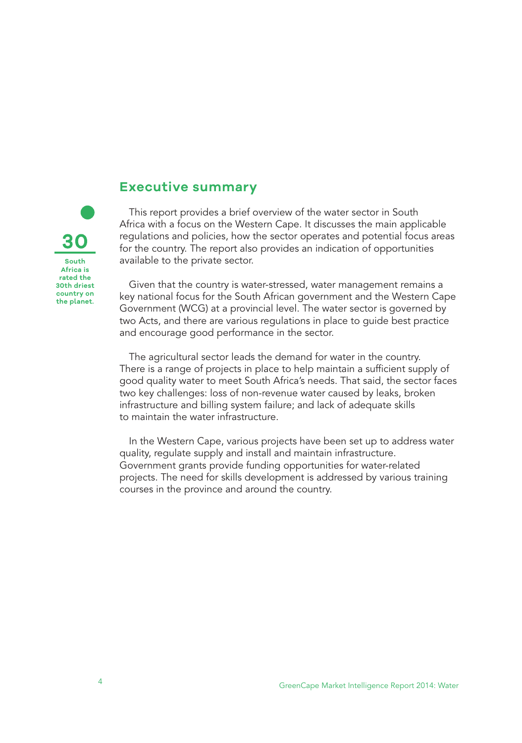## Executive summary

**30**

**South Africa is rated the 30th driest country on the planet.**

This report provides a brief overview of the water sector in South Africa with a focus on the Western Cape. It discusses the main applicable regulations and policies, how the sector operates and potential focus areas for the country. The report also provides an indication of opportunities available to the private sector.

Given that the country is water-stressed, water management remains a key national focus for the South African government and the Western Cape Government (WCG) at a provincial level. The water sector is governed by two Acts, and there are various regulations in place to guide best practice and encourage good performance in the sector.

The agricultural sector leads the demand for water in the country. There is a range of projects in place to help maintain a sufficient supply of good quality water to meet South Africa's needs. That said, the sector faces two key challenges: loss of non-revenue water caused by leaks, broken infrastructure and billing system failure; and lack of adequate skills to maintain the water infrastructure.

In the Western Cape, various projects have been set up to address water quality, regulate supply and install and maintain infrastructure. Government grants provide funding opportunities for water-related projects. The need for skills development is addressed by various training courses in the province and around the country.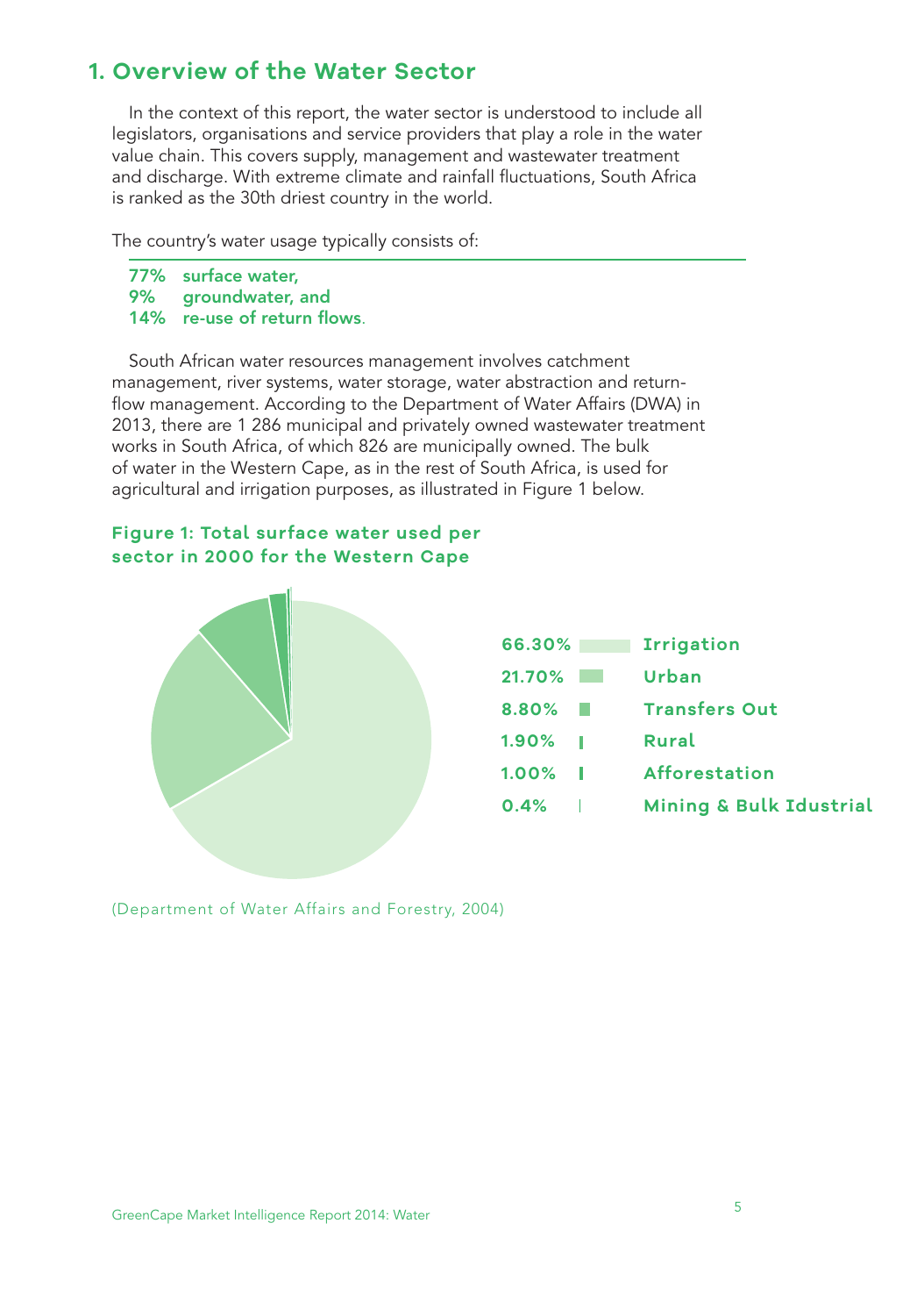# 1. Overview of the Water Sector

In the context of this report, the water sector is understood to include all legislators, organisations and service providers that play a role in the water value chain. This covers supply, management and wastewater treatment and discharge. With extreme climate and rainfall fluctuations, South Africa is ranked as the 30th driest country in the world.

The country's water usage typically consists of:

- **77% surface water,**
- **9% groundwater, and**
- **14% re-use of return flows**.

South African water resources management involves catchment management, river systems, water storage, water abstraction and return-flow management. According to the Department of Water Affairs (DWA) in 2013, there are 1 286 municipal and privately owned wastewater treatment works in South Africa, of which 826 are municipally owned. The bulk of water in the Western Cape, as in the rest of South Africa, is used for agricultural and irrigation purposes, as illustrated in Figure 1 below.

**Figure 1: Total surface water used per sector in 2000 for the Western Cape**

| Share | Sector |
|---|---|
| 66.30% | Irrigation |
| 21.70% | Urban |
| 8.80% | Transfers Out |
| 1.90% | Rural |
| 1.00% | Afforestation |
| 0.4% | Mining & Bulk Idustrial |

(Department of Water Affairs and Forestry, 2004)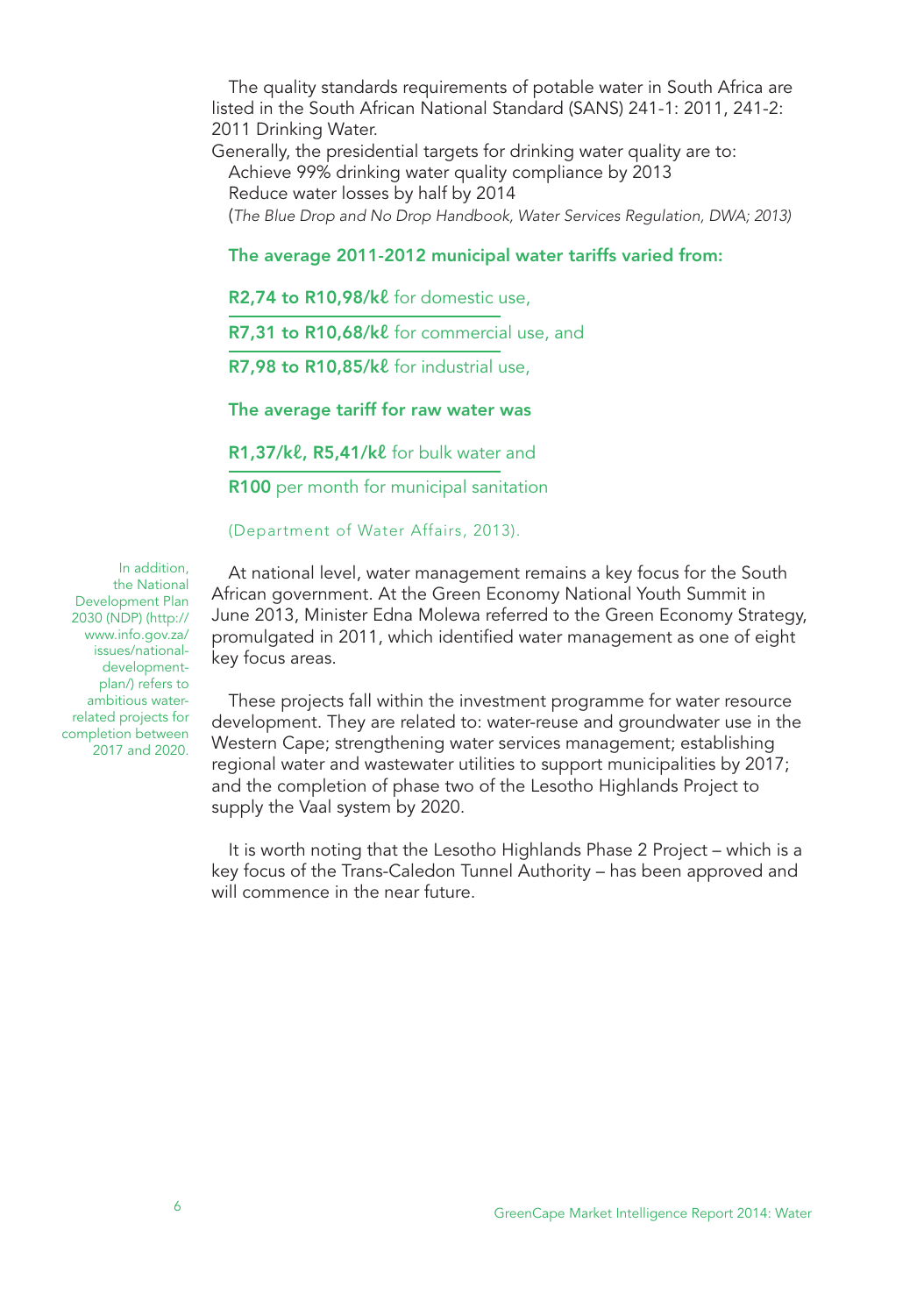The quality standards requirements of potable water in South Africa are listed in the South African National Standard (SANS) 241-1: 2011, 241-2: 2011 Drinking Water.

Generally, the presidential targets for drinking water quality are to:

Achieve 99% drinking water quality compliance by 2013

Reduce water losses by half by 2014

(*The Blue Drop and No Drop Handbook, Water Services Regulation, DWA; 2013)*

**The average 2011-2012 municipal water tariffs varied from:**

**R2,74 to R10,98/kℓ** for domestic use,

**R7,31 to R10,68/kℓ** for commercial use, and

**R7,98 to R10,85/kℓ** for industrial use,

**The average tariff for raw water was**

**R1,37/kℓ, R5,41/kℓ** for bulk water and

**R100** per month for municipal sanitation

(Department of Water Affairs, 2013).

In addition, the National Development Plan 2030 (NDP) (http://www.info.gov.za/issues/national-development-plan/) refers to ambitious water-related projects for completion between 2017 and 2020.

At national level, water management remains a key focus for the South African government. At the Green Economy National Youth Summit in June 2013, Minister Edna Molewa referred to the Green Economy Strategy, promulgated in 2011, which identified water management as one of eight key focus areas.

These projects fall within the investment programme for water resource development. They are related to: water-reuse and groundwater use in the Western Cape; strengthening water services management; establishing regional water and wastewater utilities to support municipalities by 2017; and the completion of phase two of the Lesotho Highlands Project to supply the Vaal system by 2020.

It is worth noting that the Lesotho Highlands Phase 2 Project – which is a key focus of the Trans-Caledon Tunnel Authority – has been approved and will commence in the near future.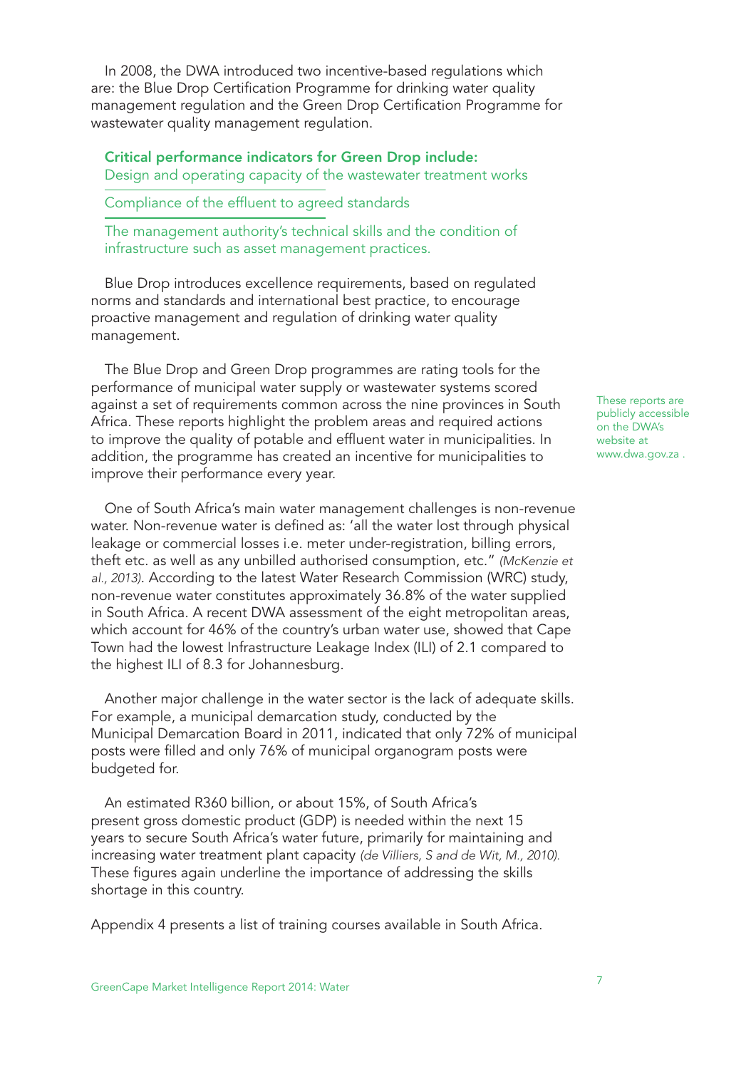In 2008, the DWA introduced two incentive-based regulations which are: the Blue Drop Certification Programme for drinking water quality management regulation and the Green Drop Certification Programme for wastewater quality management regulation.

**Critical performance indicators for Green Drop include:**

Design and operating capacity of the wastewater treatment works

Compliance of the effluent to agreed standards

The management authority's technical skills and the condition of infrastructure such as asset management practices.

Blue Drop introduces excellence requirements, based on regulated norms and standards and international best practice, to encourage proactive management and regulation of drinking water quality management.

The Blue Drop and Green Drop programmes are rating tools for the performance of municipal water supply or wastewater systems scored against a set of requirements common across the nine provinces in South Africa. These reports highlight the problem areas and required actions to improve the quality of potable and effluent water in municipalities. In addition, the programme has created an incentive for municipalities to improve their performance every year.

These reports are publicly accessible on the DWA's website at www.dwa.gov.za .

One of South Africa's main water management challenges is non-revenue water. Non-revenue water is defined as: 'all the water lost through physical leakage or commercial losses i.e. meter under-registration, billing errors, theft etc. as well as any unbilled authorised consumption, etc." *(McKenzie et al., 2013)*. According to the latest Water Research Commission (WRC) study, non-revenue water constitutes approximately 36.8% of the water supplied in South Africa. A recent DWA assessment of the eight metropolitan areas, which account for 46% of the country's urban water use, showed that Cape Town had the lowest Infrastructure Leakage Index (ILI) of 2.1 compared to the highest ILI of 8.3 for Johannesburg.

Another major challenge in the water sector is the lack of adequate skills. For example, a municipal demarcation study, conducted by the Municipal Demarcation Board in 2011, indicated that only 72% of municipal posts were filled and only 76% of municipal organogram posts were budgeted for.

An estimated R360 billion, or about 15%, of South Africa's present gross domestic product (GDP) is needed within the next 15 years to secure South Africa's water future, primarily for maintaining and increasing water treatment plant capacity *(de Villiers, S and de Wit, M., 2010)*. These figures again underline the importance of addressing the skills shortage in this country.

Appendix 4 presents a list of training courses available in South Africa.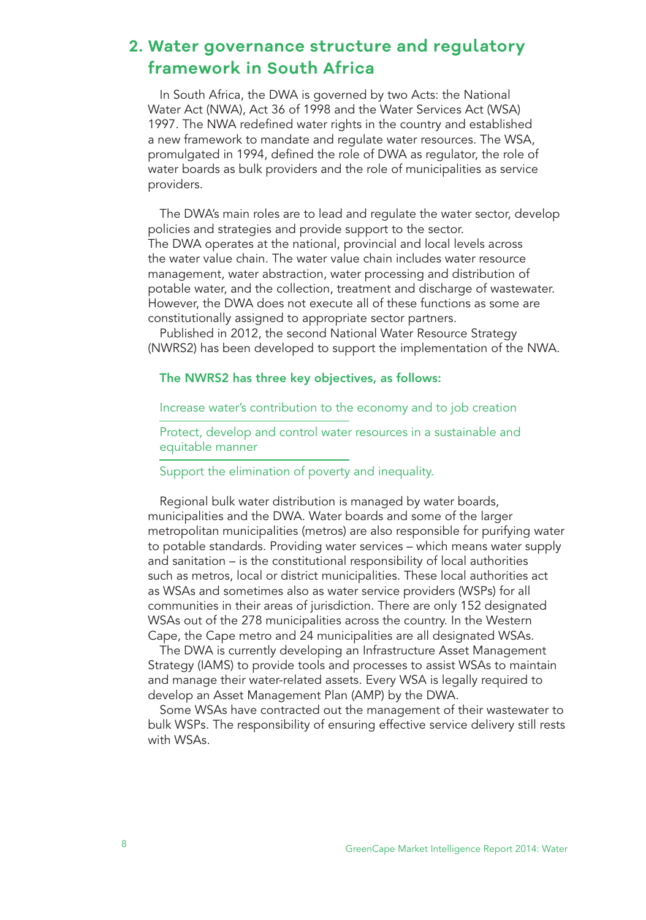## 2. Water governance structure and regulatory framework in South Africa

In South Africa, the DWA is governed by two Acts: the National Water Act (NWA), Act 36 of 1998 and the Water Services Act (WSA) 1997. The NWA redefined water rights in the country and established a new framework to mandate and regulate water resources. The WSA, promulgated in 1994, defined the role of DWA as regulator, the role of water boards as bulk providers and the role of municipalities as service providers.

The DWA's main roles are to lead and regulate the water sector, develop policies and strategies and provide support to the sector. The DWA operates at the national, provincial and local levels across the water value chain. The water value chain includes water resource management, water abstraction, water processing and distribution of potable water, and the collection, treatment and discharge of wastewater. However, the DWA does not execute all of these functions as some are constitutionally assigned to appropriate sector partners.

Published in 2012, the second National Water Resource Strategy (NWRS2) has been developed to support the implementation of the NWA.

**The NWRS2 has three key objectives, as follows:**

- Increase water's contribution to the economy and to job creation
- Protect, develop and control water resources in a sustainable and equitable manner
- Support the elimination of poverty and inequality.

Regional bulk water distribution is managed by water boards, municipalities and the DWA. Water boards and some of the larger metropolitan municipalities (metros) are also responsible for purifying water to potable standards. Providing water services – which means water supply and sanitation – is the constitutional responsibility of local authorities such as metros, local or district municipalities. These local authorities act as WSAs and sometimes also as water service providers (WSPs) for all communities in their areas of jurisdiction. There are only 152 designated WSAs out of the 278 municipalities across the country. In the Western Cape, the Cape metro and 24 municipalities are all designated WSAs.

The DWA is currently developing an Infrastructure Asset Management Strategy (IAMS) to provide tools and processes to assist WSAs to maintain and manage their water-related assets. Every WSA is legally required to develop an Asset Management Plan (AMP) by the DWA.

Some WSAs have contracted out the management of their wastewater to bulk WSPs. The responsibility of ensuring effective service delivery still rests with WSAs.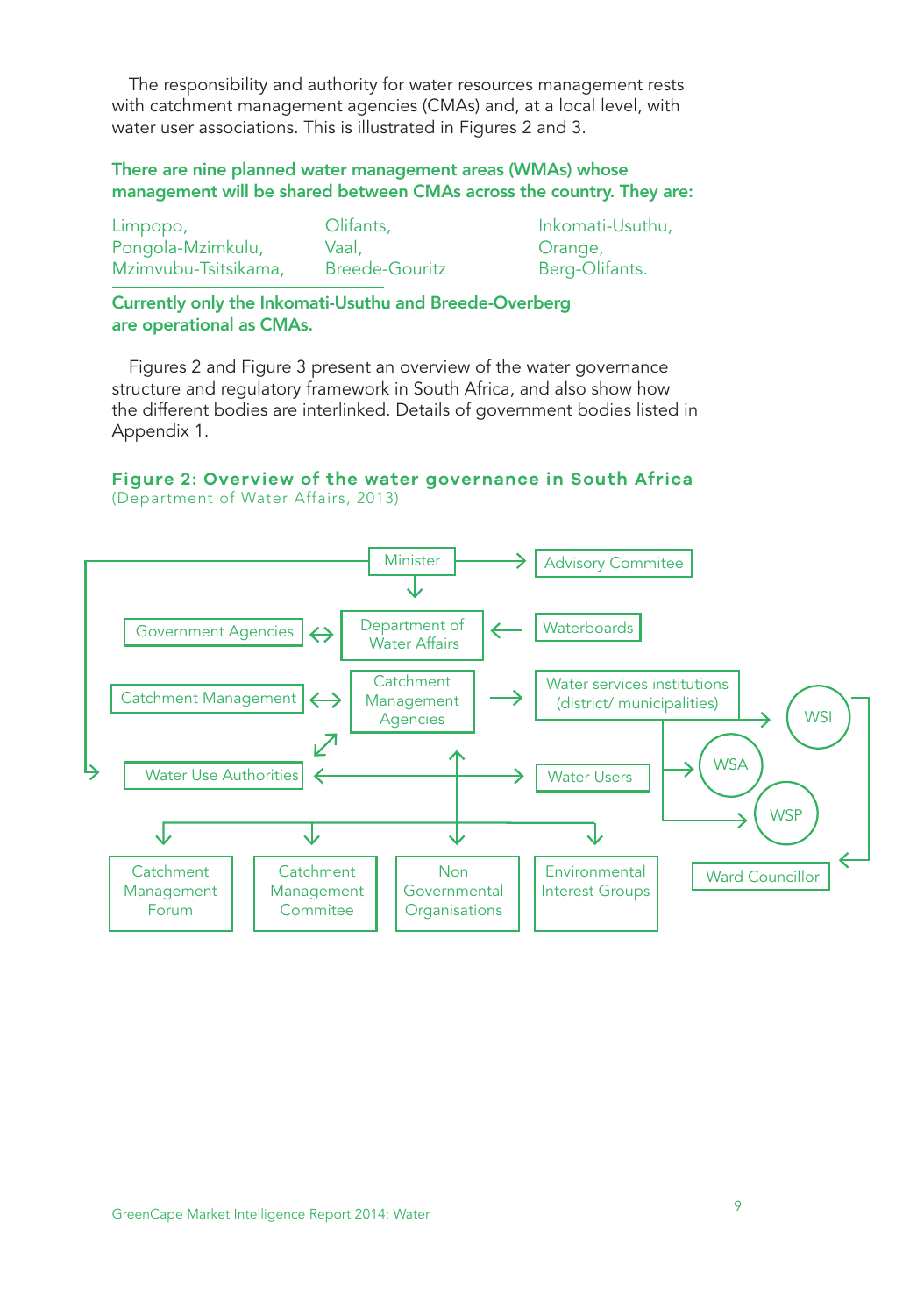The responsibility and authority for water resources management rests with catchment management agencies (CMAs) and, at a local level, with water user associations. This is illustrated in Figures 2 and 3.

**There are nine planned water management areas (WMAs) whose management will be shared between CMAs across the country. They are:**

| | | |
|---|---|---|
| Limpopo, | Olifants, | Inkomati-Usuthu, |
| Pongola-Mzimkulu, | Vaal, | Orange, |
| Mzimvubu-Tsitsikama, | Breede-Gouritz | Berg-Olifants. |

**Currently only the Inkomati-Usuthu and Breede-Overberg are operational as CMAs.**

Figures 2 and Figure 3 present an overview of the water governance structure and regulatory framework in South Africa, and also show how the different bodies are interlinked. Details of government bodies listed in Appendix 1.

**Figure 2: Overview of the water governance in South Africa**
(Department of Water Affairs, 2013)

Minister
Advisory Commitee
Government Agencies
Department of Water Affairs
Waterboards
Catchment Management
Catchment Management Agencies
Water services institutions (district/ municipalities)
WSI
WSA
WSP
Water Use Authorities
Water Users
Catchment Management Forum
Catchment Management Commitee
Non Governmental Organisations
Environmental Interest Groups
Ward Councillor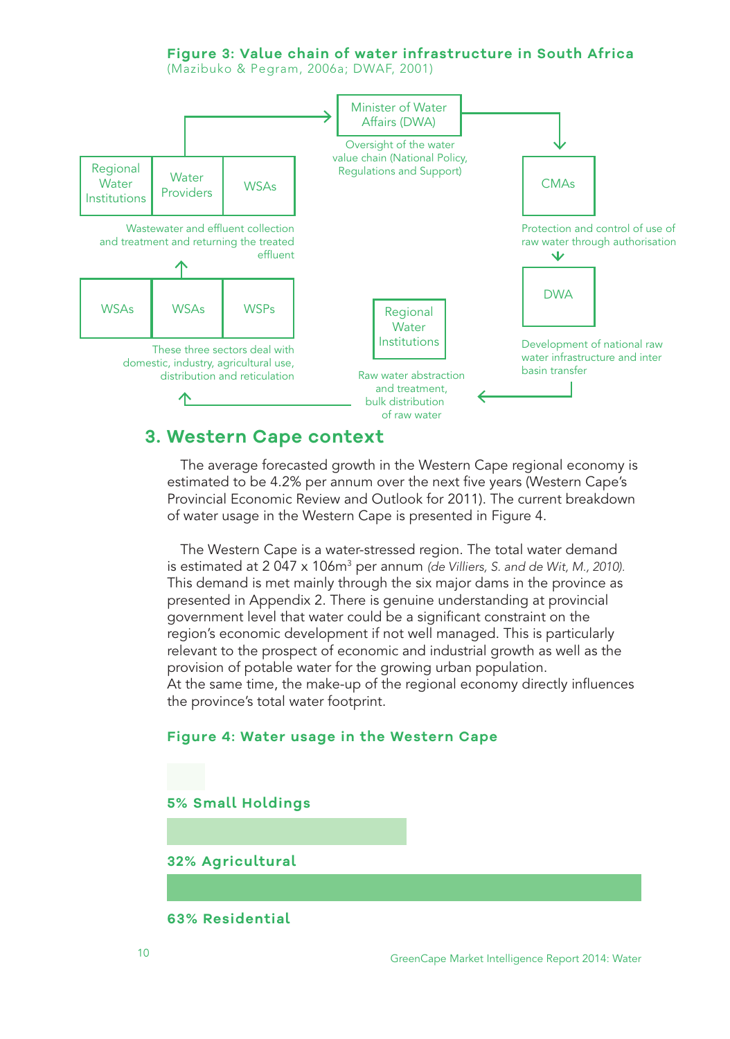**Figure 3: Value chain of water infrastructure in South Africa**
(Mazibuko & Pegram, 2006a; DWAF, 2001)

Minister of Water Affairs (DWA)

Oversight of the water value chain (National Policy, Regulations and Support)

CMAs

Protection and control of use of raw water through authorisation

DWA

Development of national raw water infrastructure and inter basin transfer

Regional Water Institutions

Raw water abstraction and treatment, bulk distribution of raw water

WSAs | WSAs | WSPs

These three sectors deal with domestic, industry, agricultural use, distribution and reticulation

Regional Water Institutions | Water Providers | WSAs

Wastewater and effluent collection and treatment and returning the treated effluent

## 3. Western Cape context

The average forecasted growth in the Western Cape regional economy is estimated to be 4.2% per annum over the next five years (Western Cape's Provincial Economic Review and Outlook for 2011). The current breakdown of water usage in the Western Cape is presented in Figure 4.

The Western Cape is a water-stressed region. The total water demand is estimated at 2 047 x 106m$^3$ per annum *(de Villiers, S. and de Wit, M., 2010).* This demand is met mainly through the six major dams in the province as presented in Appendix 2. There is genuine understanding at provincial government level that water could be a significant constraint on the region's economic development if not well managed. This is particularly relevant to the prospect of economic and industrial growth as well as the provision of potable water for the growing urban population.
At the same time, the make-up of the regional economy directly influences the province's total water footprint.

**Figure 4: Water usage in the Western Cape**

**5% Small Holdings**

**32% Agricultural**

**63% Residential**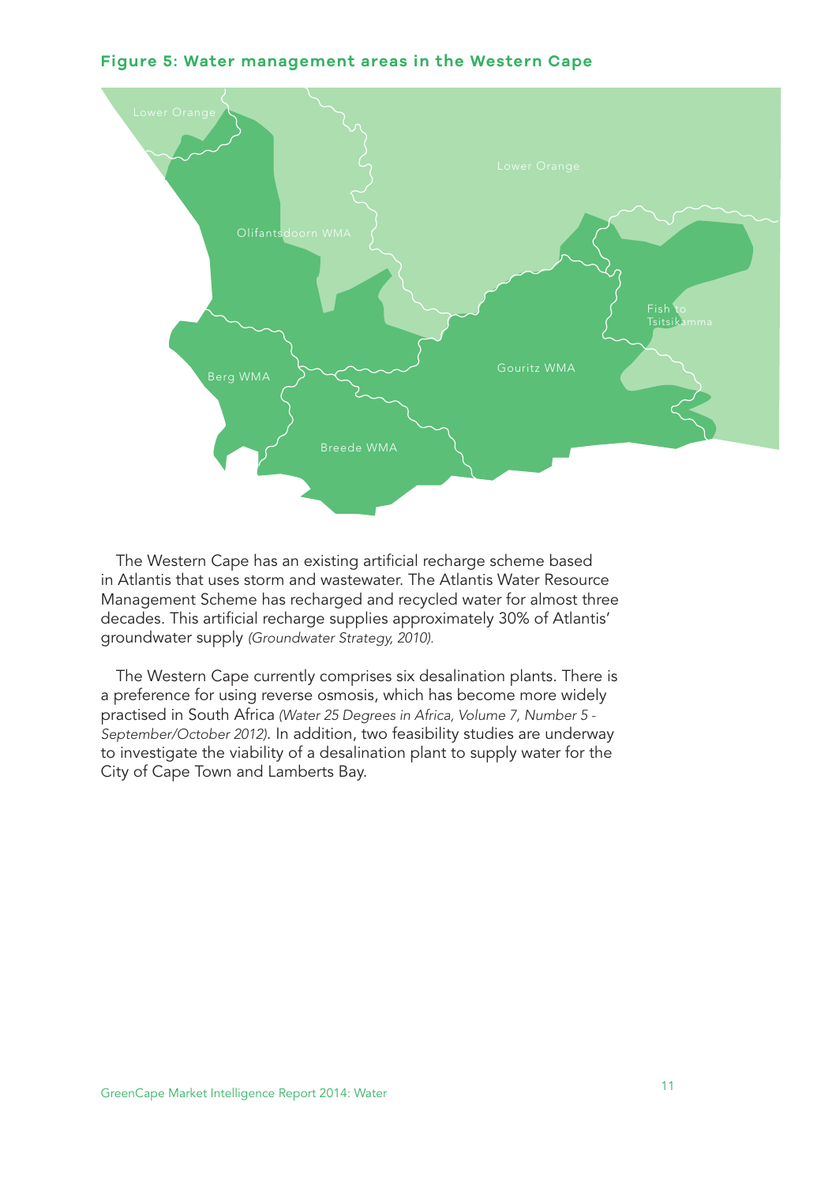**Figure 5: Water management areas in the Western Cape**

The Western Cape has an existing artificial recharge scheme based in Atlantis that uses storm and wastewater. The Atlantis Water Resource Management Scheme has recharged and recycled water for almost three decades. This artificial recharge supplies approximately 30% of Atlantis' groundwater supply *(Groundwater Strategy, 2010).*

The Western Cape currently comprises six desalination plants. There is a preference for using reverse osmosis, which has become more widely practised in South Africa *(Water 25 Degrees in Africa, Volume 7, Number 5 - September/October 2012)*. In addition, two feasibility studies are underway to investigate the viability of a desalination plant to supply water for the City of Cape Town and Lamberts Bay.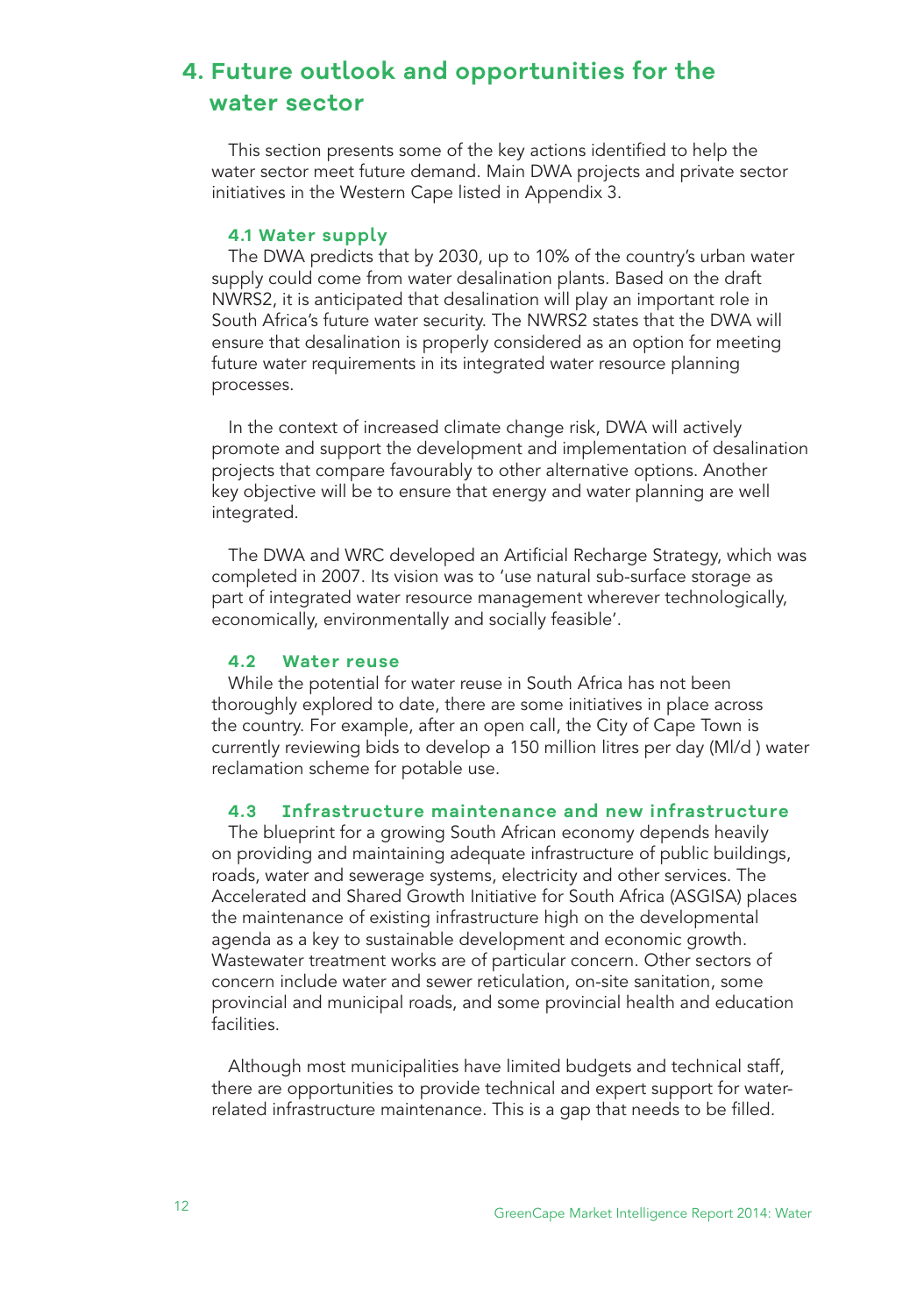# 4. Future outlook and opportunities for the water sector

This section presents some of the key actions identified to help the water sector meet future demand. Main DWA projects and private sector initiatives in the Western Cape listed in Appendix 3.

### 4.1 Water supply

The DWA predicts that by 2030, up to 10% of the country's urban water supply could come from water desalination plants. Based on the draft NWRS2, it is anticipated that desalination will play an important role in South Africa's future water security. The NWRS2 states that the DWA will ensure that desalination is properly considered as an option for meeting future water requirements in its integrated water resource planning processes.

In the context of increased climate change risk, DWA will actively promote and support the development and implementation of desalination projects that compare favourably to other alternative options. Another key objective will be to ensure that energy and water planning are well integrated.

The DWA and WRC developed an Artificial Recharge Strategy, which was completed in 2007. Its vision was to 'use natural sub-surface storage as part of integrated water resource management wherever technologically, economically, environmentally and socially feasible'.

### 4.2 Water reuse

While the potential for water reuse in South Africa has not been thoroughly explored to date, there are some initiatives in place across the country. For example, after an open call, the City of Cape Town is currently reviewing bids to develop a 150 million litres per day (Ml/d ) water reclamation scheme for potable use.

### 4.3 Infrastructure maintenance and new infrastructure

The blueprint for a growing South African economy depends heavily on providing and maintaining adequate infrastructure of public buildings, roads, water and sewerage systems, electricity and other services. The Accelerated and Shared Growth Initiative for South Africa (ASGISA) places the maintenance of existing infrastructure high on the developmental agenda as a key to sustainable development and economic growth. Wastewater treatment works are of particular concern. Other sectors of concern include water and sewer reticulation, on-site sanitation, some provincial and municipal roads, and some provincial health and education facilities.

Although most municipalities have limited budgets and technical staff, there are opportunities to provide technical and expert support for water-related infrastructure maintenance. This is a gap that needs to be filled.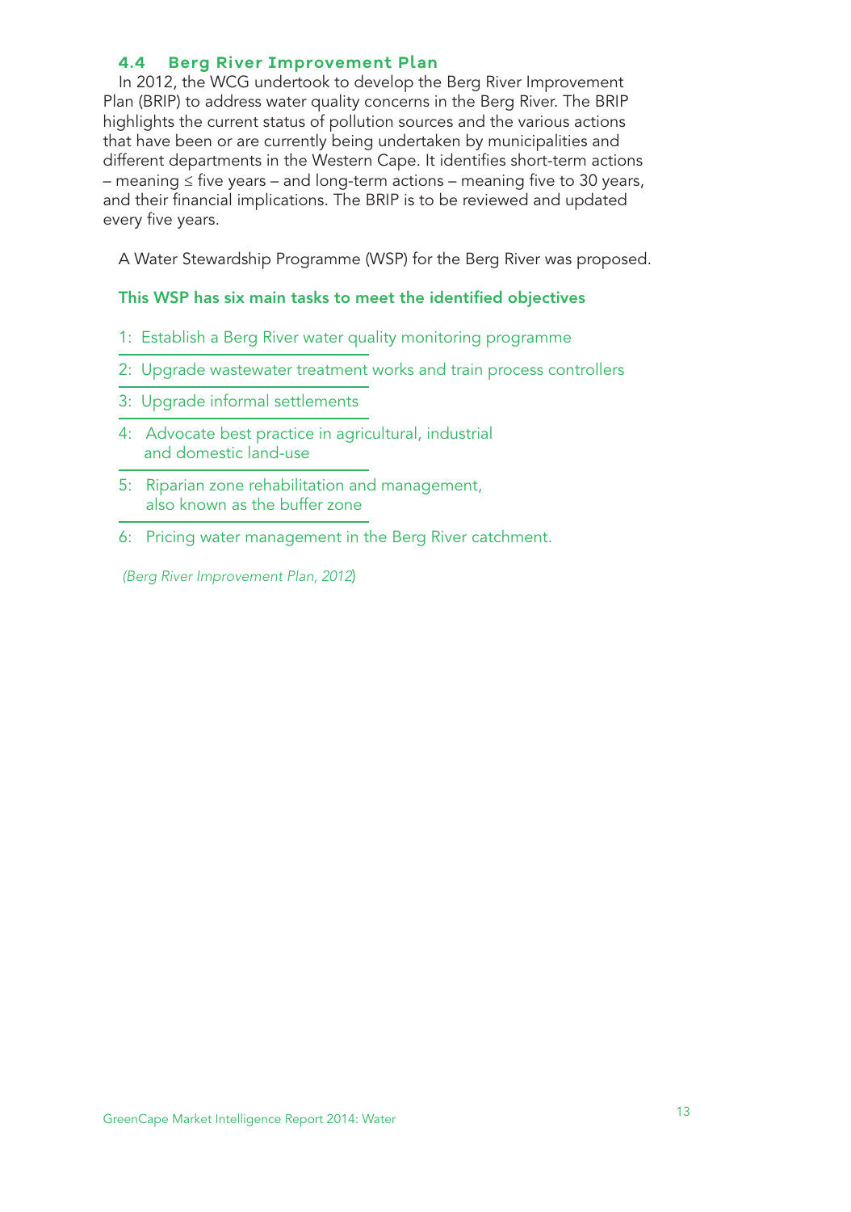### 4.4 Berg River Improvement Plan

In 2012, the WCG undertook to develop the Berg River Improvement Plan (BRIP) to address water quality concerns in the Berg River. The BRIP highlights the current status of pollution sources and the various actions that have been or are currently being undertaken by municipalities and different departments in the Western Cape. It identifies short-term actions – meaning ≤ five years – and long-term actions – meaning five to 30 years, and their financial implications. The BRIP is to be reviewed and updated every five years.

A Water Stewardship Programme (WSP) for the Berg River was proposed.

**This WSP has six main tasks to meet the identified objectives**

1: Establish a Berg River water quality monitoring programme

2: Upgrade wastewater treatment works and train process controllers

3: Upgrade informal settlements

4: Advocate best practice in agricultural, industrial and domestic land-use

5: Riparian zone rehabilitation and management, also known as the buffer zone

6: Pricing water management in the Berg River catchment.

*(Berg River Improvement Plan, 2012)*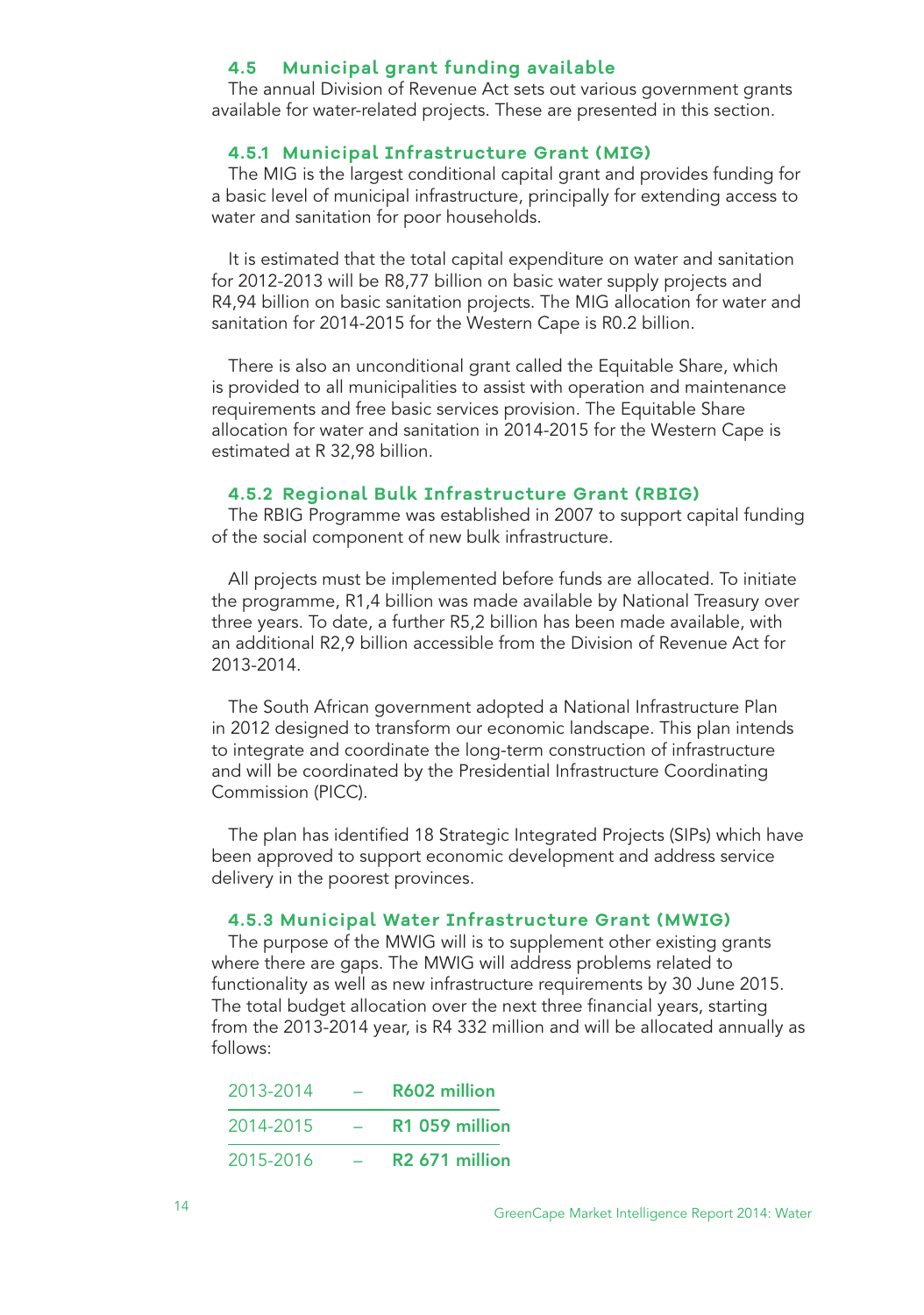## 4.5 Municipal grant funding available

The annual Division of Revenue Act sets out various government grants available for water-related projects. These are presented in this section.

### 4.5.1 Municipal Infrastructure Grant (MIG)

The MIG is the largest conditional capital grant and provides funding for a basic level of municipal infrastructure, principally for extending access to water and sanitation for poor households.

It is estimated that the total capital expenditure on water and sanitation for 2012-2013 will be R8,77 billion on basic water supply projects and R4,94 billion on basic sanitation projects. The MIG allocation for water and sanitation for 2014-2015 for the Western Cape is R0.2 billion.

There is also an unconditional grant called the Equitable Share, which is provided to all municipalities to assist with operation and maintenance requirements and free basic services provision. The Equitable Share allocation for water and sanitation in 2014-2015 for the Western Cape is estimated at R 32,98 billion.

### 4.5.2 Regional Bulk Infrastructure Grant (RBIG)

The RBIG Programme was established in 2007 to support capital funding of the social component of new bulk infrastructure.

All projects must be implemented before funds are allocated. To initiate the programme, R1,4 billion was made available by National Treasury over three years. To date, a further R5,2 billion has been made available, with an additional R2,9 billion accessible from the Division of Revenue Act for 2013-2014.

The South African government adopted a National Infrastructure Plan in 2012 designed to transform our economic landscape. This plan intends to integrate and coordinate the long-term construction of infrastructure and will be coordinated by the Presidential Infrastructure Coordinating Commission (PICC).

The plan has identified 18 Strategic Integrated Projects (SIPs) which have been approved to support economic development and address service delivery in the poorest provinces.

### 4.5.3 Municipal Water Infrastructure Grant (MWIG)

The purpose of the MWIG will is to supplement other existing grants where there are gaps. The MWIG will address problems related to functionality as well as new infrastructure requirements by 30 June 2015. The total budget allocation over the next three financial years, starting from the 2013-2014 year, is R4 332 million and will be allocated annually as follows:

| | | |
|---|---|---|
| 2013-2014 | – | **R602 million** |
| 2014-2015 | – | **R1 059 million** |
| 2015-2016 | – | **R2 671 million** |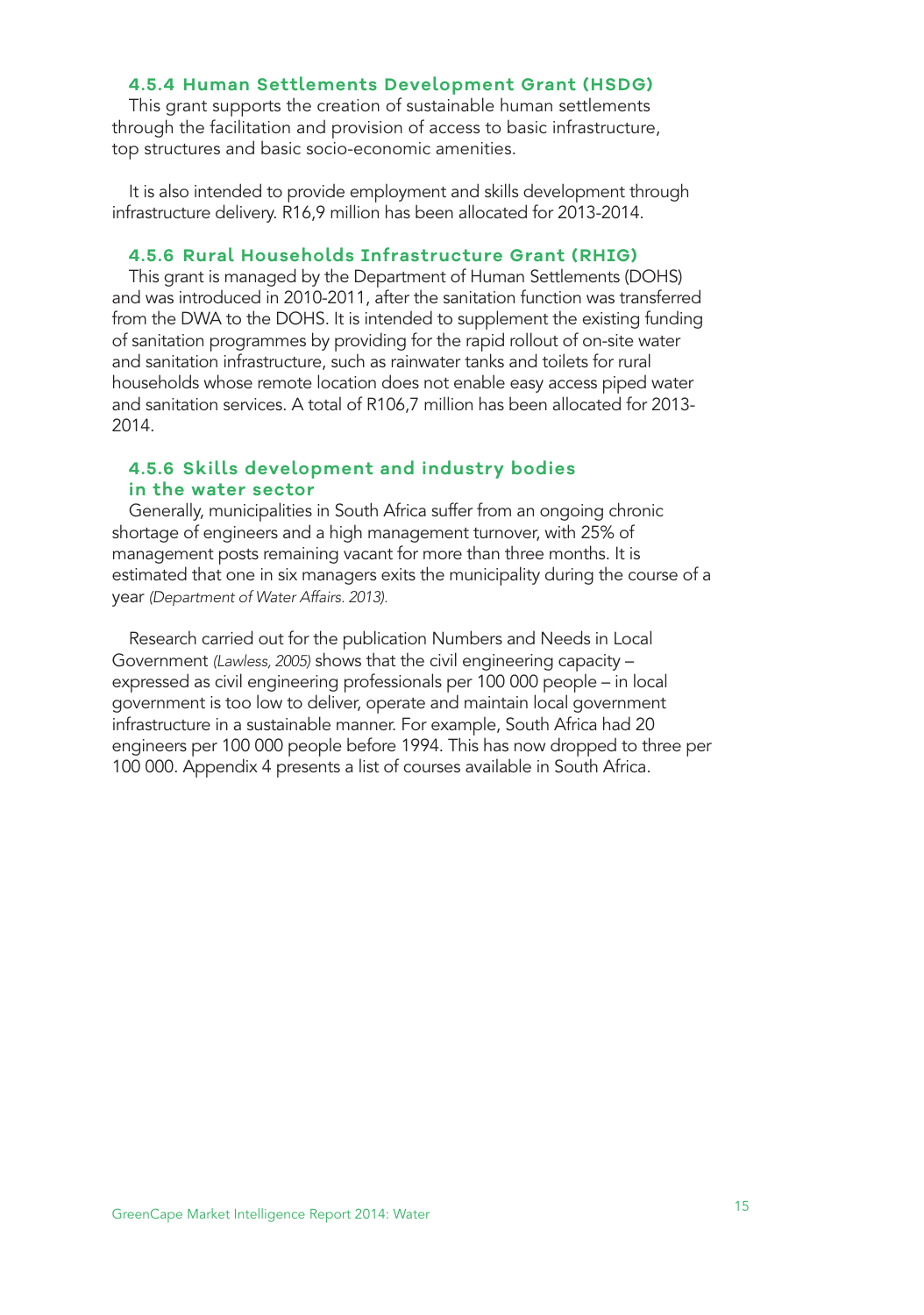#### 4.5.4 Human Settlements Development Grant (HSDG)

This grant supports the creation of sustainable human settlements through the facilitation and provision of access to basic infrastructure, top structures and basic socio-economic amenities.

It is also intended to provide employment and skills development through infrastructure delivery. R16,9 million has been allocated for 2013-2014.

#### 4.5.6 Rural Households Infrastructure Grant (RHIG)

This grant is managed by the Department of Human Settlements (DOHS) and was introduced in 2010-2011, after the sanitation function was transferred from the DWA to the DOHS. It is intended to supplement the existing funding of sanitation programmes by providing for the rapid rollout of on-site water and sanitation infrastructure, such as rainwater tanks and toilets for rural households whose remote location does not enable easy access piped water and sanitation services. A total of R106,7 million has been allocated for 2013-2014.

#### 4.5.6 Skills development and industry bodies in the water sector

Generally, municipalities in South Africa suffer from an ongoing chronic shortage of engineers and a high management turnover, with 25% of management posts remaining vacant for more than three months. It is estimated that one in six managers exits the municipality during the course of a year *(Department of Water Affairs. 2013).*

Research carried out for the publication Numbers and Needs in Local Government *(Lawless, 2005)* shows that the civil engineering capacity – expressed as civil engineering professionals per 100 000 people – in local government is too low to deliver, operate and maintain local government infrastructure in a sustainable manner. For example, South Africa had 20 engineers per 100 000 people before 1994. This has now dropped to three per 100 000. Appendix 4 presents a list of courses available in South Africa.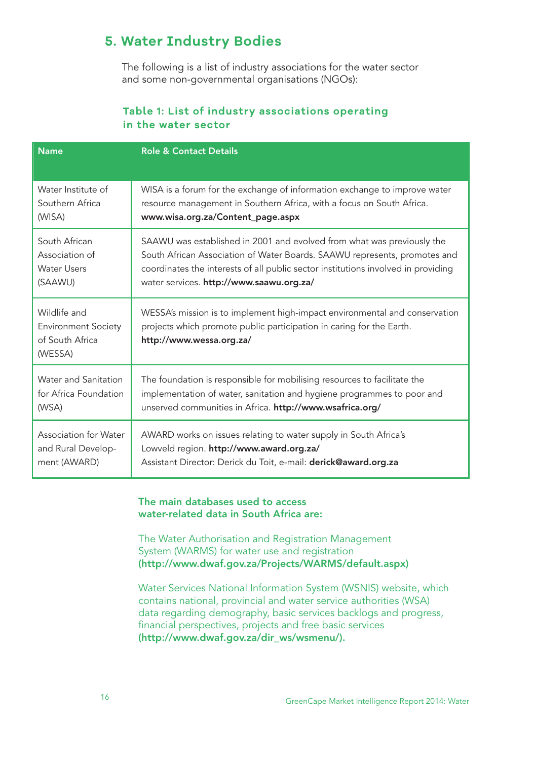## 5. Water Industry Bodies

The following is a list of industry associations for the water sector and some non-governmental organisations (NGOs):

### Table 1: List of industry associations operating in the water sector

| Name | Role & Contact Details |
|---|---|
| Water Institute of Southern Africa (WISA) | WISA is a forum for the exchange of information exchange to improve water resource management in Southern Africa, with a focus on South Africa. **www.wisa.org.za/Content_page.aspx** |
| South African Association of Water Users (SAAWU) | SAAWU was established in 2001 and evolved from what was previously the South African Association of Water Boards. SAAWU represents, promotes and coordinates the interests of all public sector institutions involved in providing water services. **http://www.saawu.org.za/** |
| Wildlife and Environment Society of South Africa (WESSA) | WESSA's mission is to implement high-impact environmental and conservation projects which promote public participation in caring for the Earth. **http://www.wessa.org.za/** |
| Water and Sanitation for Africa Foundation (WSA) | The foundation is responsible for mobilising resources to facilitate the implementation of water, sanitation and hygiene programmes to poor and unserved communities in Africa. **http://www.wsafrica.org/** |
| Association for Water and Rural Development (AWARD) | AWARD works on issues relating to water supply in South Africa's Lowveld region. **http://www.award.org.za/** Assistant Director: Derick du Toit, e-mail: **derick@award.org.za** |

**The main databases used to access water-related data in South Africa are:**

The Water Authorisation and Registration Management System (WARMS) for water use and registration **(http://www.dwaf.gov.za/Projects/WARMS/default.aspx)**

Water Services National Information System (WSNIS) website, which contains national, provincial and water service authorities (WSA) data regarding demography, basic services backlogs and progress, financial perspectives, projects and free basic services **(http://www.dwaf.gov.za/dir_ws/wsmenu/).**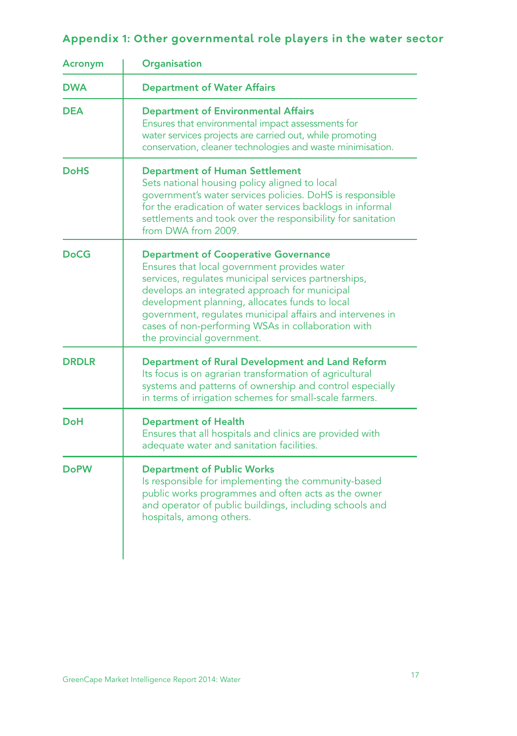## Appendix 1: Other governmental role players in the water sector

| Acronym | Organisation |
|---|---|
| **DWA** | **Department of Water Affairs** |
| **DEA** | **Department of Environmental Affairs** Ensures that environmental impact assessments for water services projects are carried out, while promoting conservation, cleaner technologies and waste minimisation. |
| **DoHS** | **Department of Human Settlement** Sets national housing policy aligned to local government's water services policies. DoHS is responsible for the eradication of water services backlogs in informal settlements and took over the responsibility for sanitation from DWA from 2009. |
| **DoCG** | **Department of Cooperative Governance** Ensures that local government provides water services, regulates municipal services partnerships, develops an integrated approach for municipal development planning, allocates funds to local government, regulates municipal affairs and intervenes in cases of non-performing WSAs in collaboration with the provincial government. |
| **DRDLR** | **Department of Rural Development and Land Reform** Its focus is on agrarian transformation of agricultural systems and patterns of ownership and control especially in terms of irrigation schemes for small-scale farmers. |
| **DoH** | **Department of Health** Ensures that all hospitals and clinics are provided with adequate water and sanitation facilities. |
| **DoPW** | **Department of Public Works** Is responsible for implementing the community-based public works programmes and often acts as the owner and operator of public buildings, including schools and hospitals, among others. |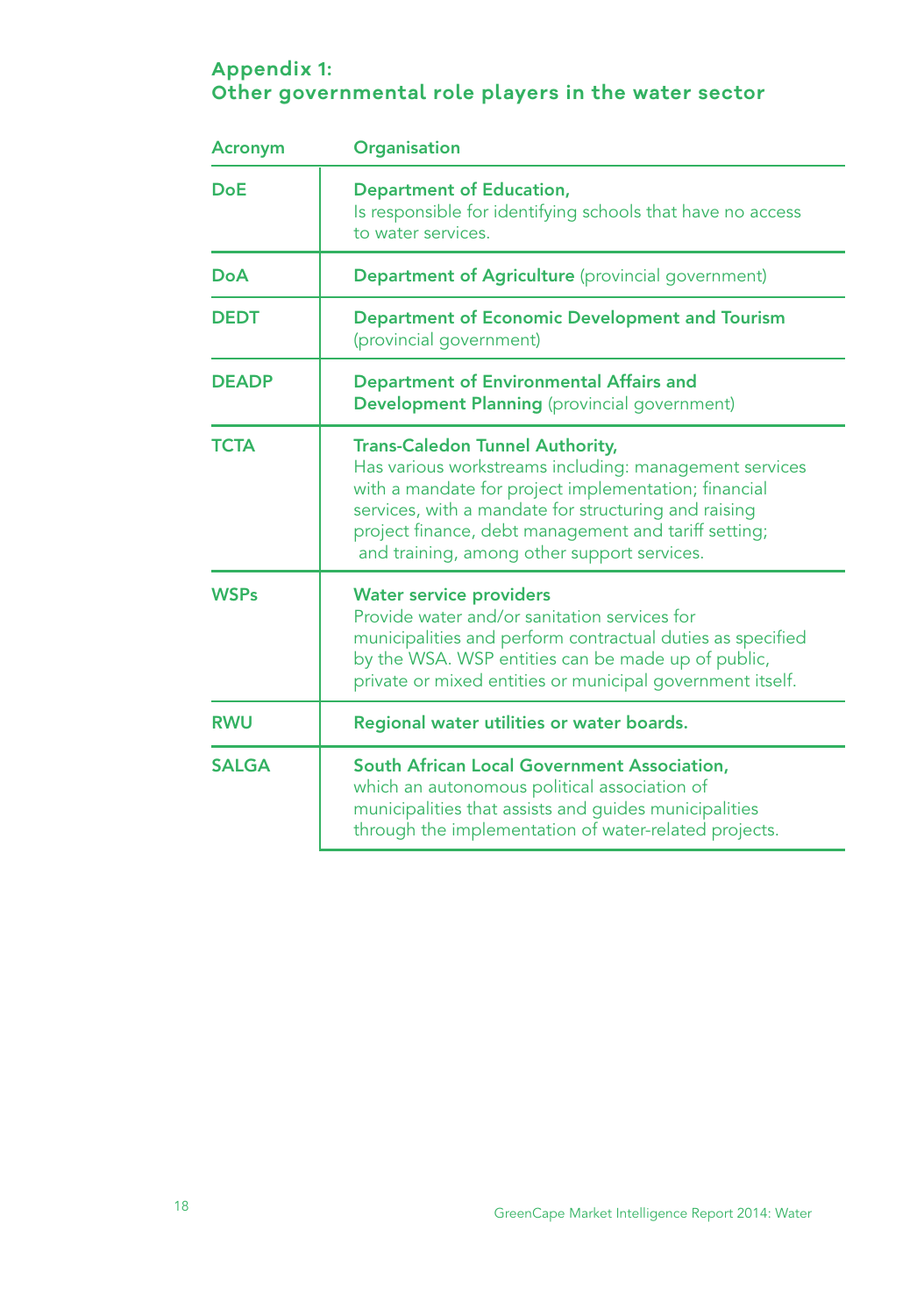## Appendix 1: Other governmental role players in the water sector

| Acronym | Organisation |
|---|---|
| **DoE** | **Department of Education,** Is responsible for identifying schools that have no access to water services. |
| **DoA** | **Department of Agriculture** (provincial government) |
| **DEDT** | **Department of Economic Development and Tourism** (provincial government) |
| **DEADP** | **Department of Environmental Affairs and Development Planning** (provincial government) |
| **TCTA** | **Trans-Caledon Tunnel Authority,** Has various workstreams including: management services with a mandate for project implementation; financial services, with a mandate for structuring and raising project finance, debt management and tariff setting; and training, among other support services. |
| **WSPs** | **Water service providers** Provide water and/or sanitation services for municipalities and perform contractual duties as specified by the WSA. WSP entities can be made up of public, private or mixed entities or municipal government itself. |
| **RWU** | **Regional water utilities or water boards.** |
| **SALGA** | **South African Local Government Association,** which an autonomous political association of municipalities that assists and guides municipalities through the implementation of water-related projects. |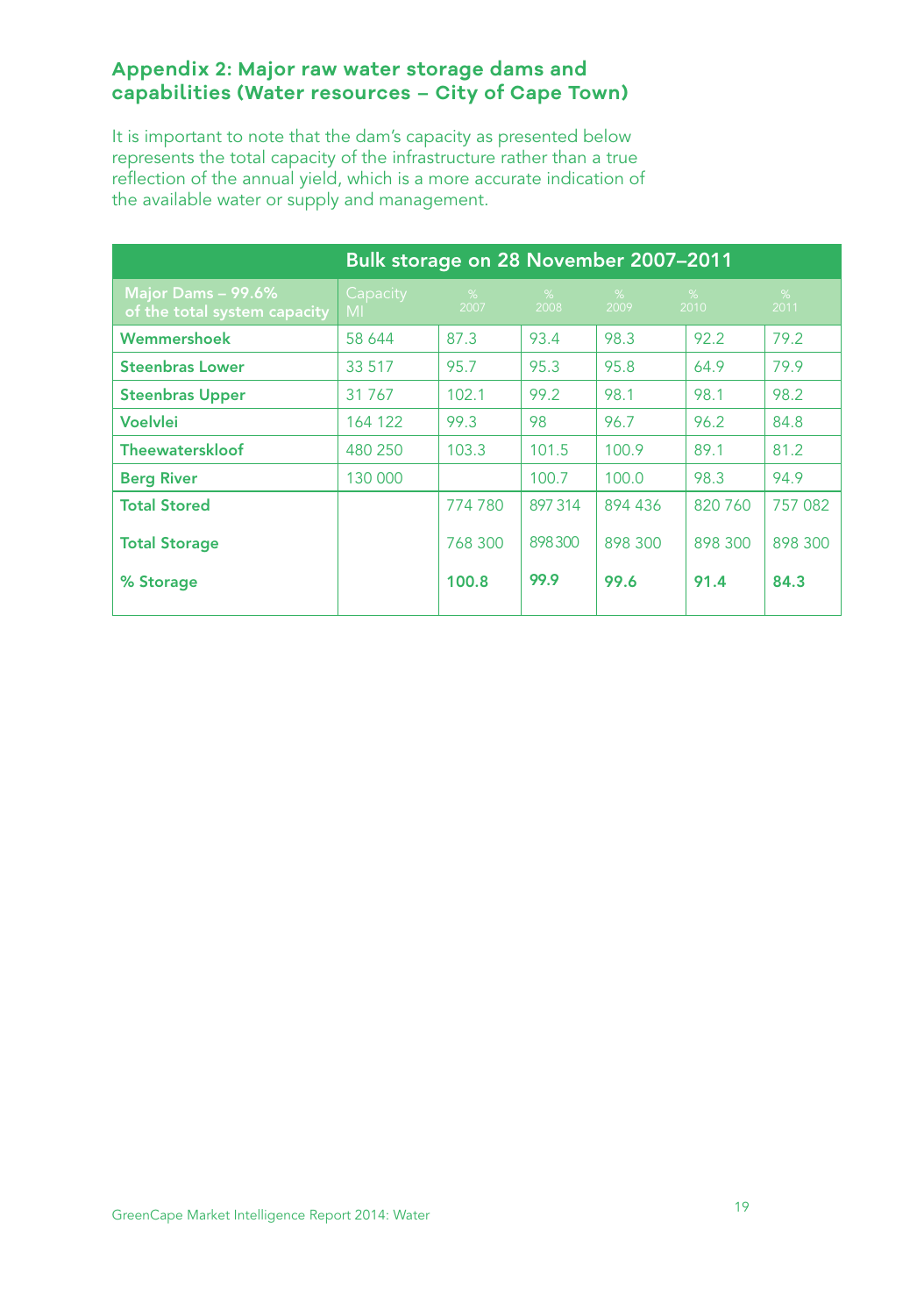## Appendix 2: Major raw water storage dams and capabilities (Water resources – City of Cape Town)

It is important to note that the dam's capacity as presented below represents the total capacity of the infrastructure rather than a true reflection of the annual yield, which is a more accurate indication of the available water or supply and management.

| Bulk storage on 28 November 2007–2011 | | | | | | |
|---|---|---|---|---|---|---|
| **Major Dams – 99.6% of the total system capacity** | Capacity Ml | % 2007 | % 2008 | % 2009 | % 2010 | % 2011 |
| **Wemmershoek** | 58 644 | 87.3 | 93.4 | 98.3 | 92.2 | 79.2 |
| **Steenbras Lower** | 33 517 | 95.7 | 95.3 | 95.8 | 64.9 | 79.9 |
| **Steenbras Upper** | 31 767 | 102.1 | 99.2 | 98.1 | 98.1 | 98.2 |
| **Voelvlei** | 164 122 | 99.3 | 98 | 96.7 | 96.2 | 84.8 |
| **Theewaterskloof** | 480 250 | 103.3 | 101.5 | 100.9 | 89.1 | 81.2 |
| **Berg River** | 130 000 | | 100.7 | 100.0 | 98.3 | 94.9 |
| **Total Stored** | | 774 780 | 897 314 | 894 436 | 820 760 | 757 082 |
| **Total Storage** | | 768 300 | 898300 | 898 300 | 898 300 | 898 300 |
| **% Storage** | | **100.8** | **99.9** | **99.6** | **91.4** | **84.3** |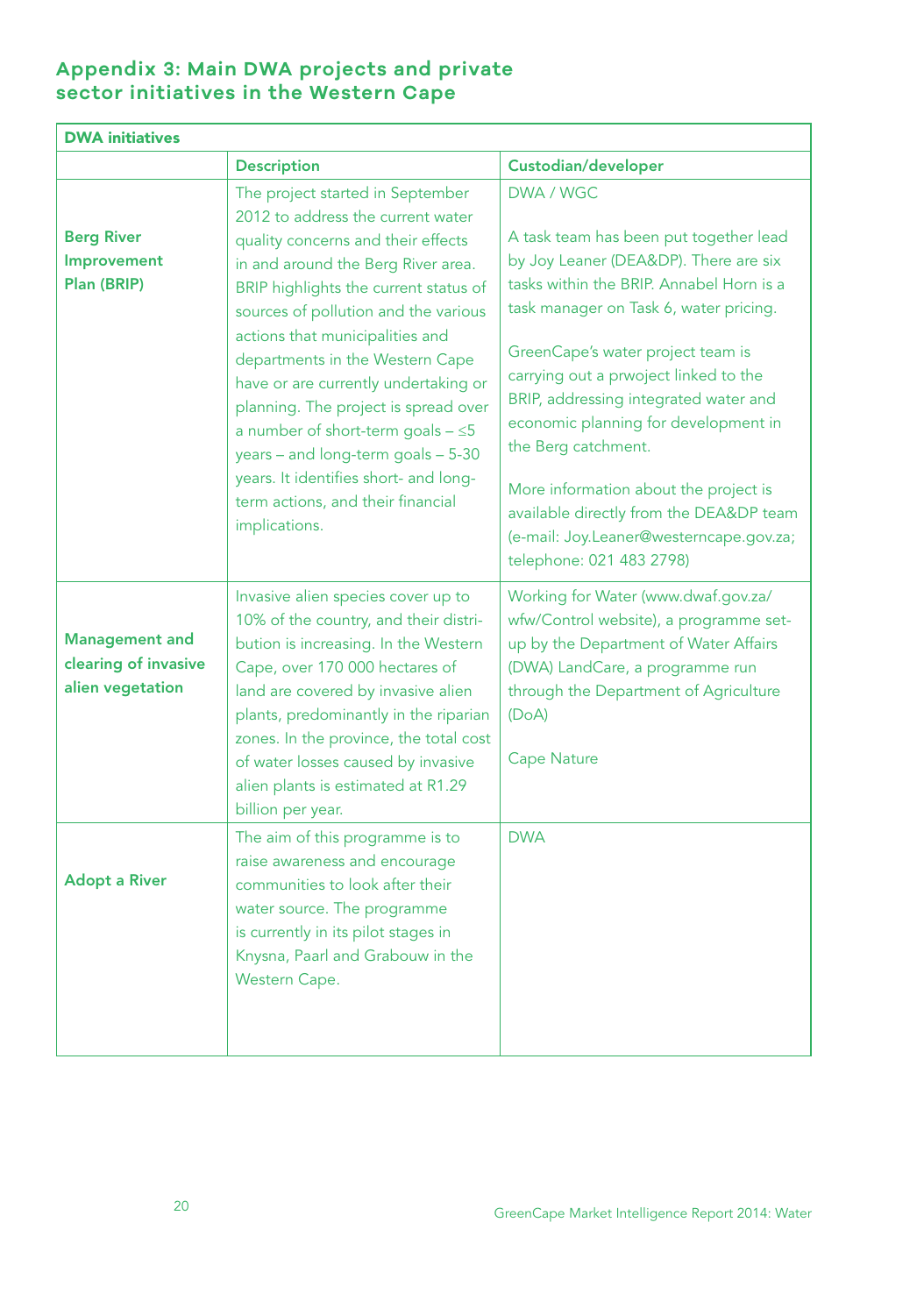## Appendix 3: Main DWA projects and private sector initiatives in the Western Cape

| DWA initiatives | | |
|---|---|---|
| | **Description** | **Custodian/developer** |
| **Berg River Improvement Plan (BRIP)** | The project started in September 2012 to address the current water quality concerns and their effects in and around the Berg River area. BRIP highlights the current status of sources of pollution and the various actions that municipalities and departments in the Western Cape have or are currently undertaking or planning. The project is spread over a number of short-term goals – ≤5 years – and long-term goals – 5-30 years. It identifies short- and long-term actions, and their financial implications. | DWA / WGC<br><br>A task team has been put together lead by Joy Leaner (DEA&DP). There are six tasks within the BRIP. Annabel Horn is a task manager on Task 6, water pricing.<br><br>GreenCape's water project team is carrying out a prwoject linked to the BRIP, addressing integrated water and economic planning for development in the Berg catchment.<br><br>More information about the project is available directly from the DEA&DP team (e-mail: Joy.Leaner@westerncape.gov.za; telephone: 021 483 2798) |
| **Management and clearing of invasive alien vegetation** | Invasive alien species cover up to 10% of the country, and their distribution is increasing. In the Western Cape, over 170 000 hectares of land are covered by invasive alien plants, predominantly in the riparian zones. In the province, the total cost of water losses caused by invasive alien plants is estimated at R1.29 billion per year. | Working for Water (www.dwaf.gov.za/wfw/Control website), a programme set-up by the Department of Water Affairs (DWA) LandCare, a programme run through the Department of Agriculture (DoA)<br><br>Cape Nature |
| **Adopt a River** | The aim of this programme is to raise awareness and encourage communities to look after their water source. The programme is currently in its pilot stages in Knysna, Paarl and Grabouw in the Western Cape. | DWA |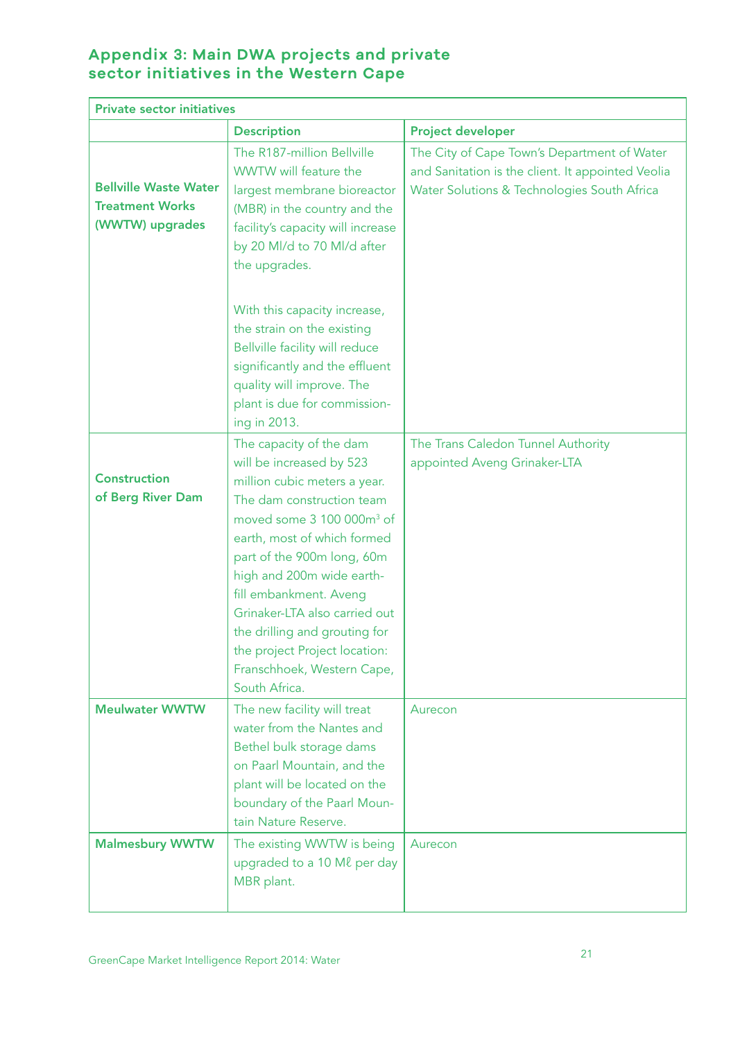## Appendix 3: Main DWA projects and private sector initiatives in the Western Cape

| Private sector initiatives | | |
|---|---|---|
| | **Description** | **Project developer** |
| **Bellville Waste Water Treatment Works (WWTW) upgrades** | The R187-million Bellville WWTW will feature the largest membrane bioreactor (MBR) in the country and the facility's capacity will increase by 20 Ml/d to 70 Ml/d after the upgrades.<br><br>With this capacity increase, the strain on the existing Bellville facility will reduce significantly and the effluent quality will improve. The plant is due for commissioning in 2013. | The City of Cape Town's Department of Water and Sanitation is the client. It appointed Veolia Water Solutions & Technologies South Africa |
| **Construction of Berg River Dam** | The capacity of the dam will be increased by 523 million cubic meters a year. The dam construction team moved some 3 100 000m³ of earth, most of which formed part of the 900m long, 60m high and 200m wide earth-fill embankment. Aveng Grinaker-LTA also carried out the drilling and grouting for the project Project location: Franschhoek, Western Cape, South Africa. | The Trans Caledon Tunnel Authority appointed Aveng Grinaker-LTA |
| **Meulwater WWTW** | The new facility will treat water from the Nantes and Bethel bulk storage dams on Paarl Mountain, and the plant will be located on the boundary of the Paarl Mountain Nature Reserve. | Aurecon |
| **Malmesbury WWTW** | The existing WWTW is being upgraded to a 10 Mℓ per day MBR plant. | Aurecon |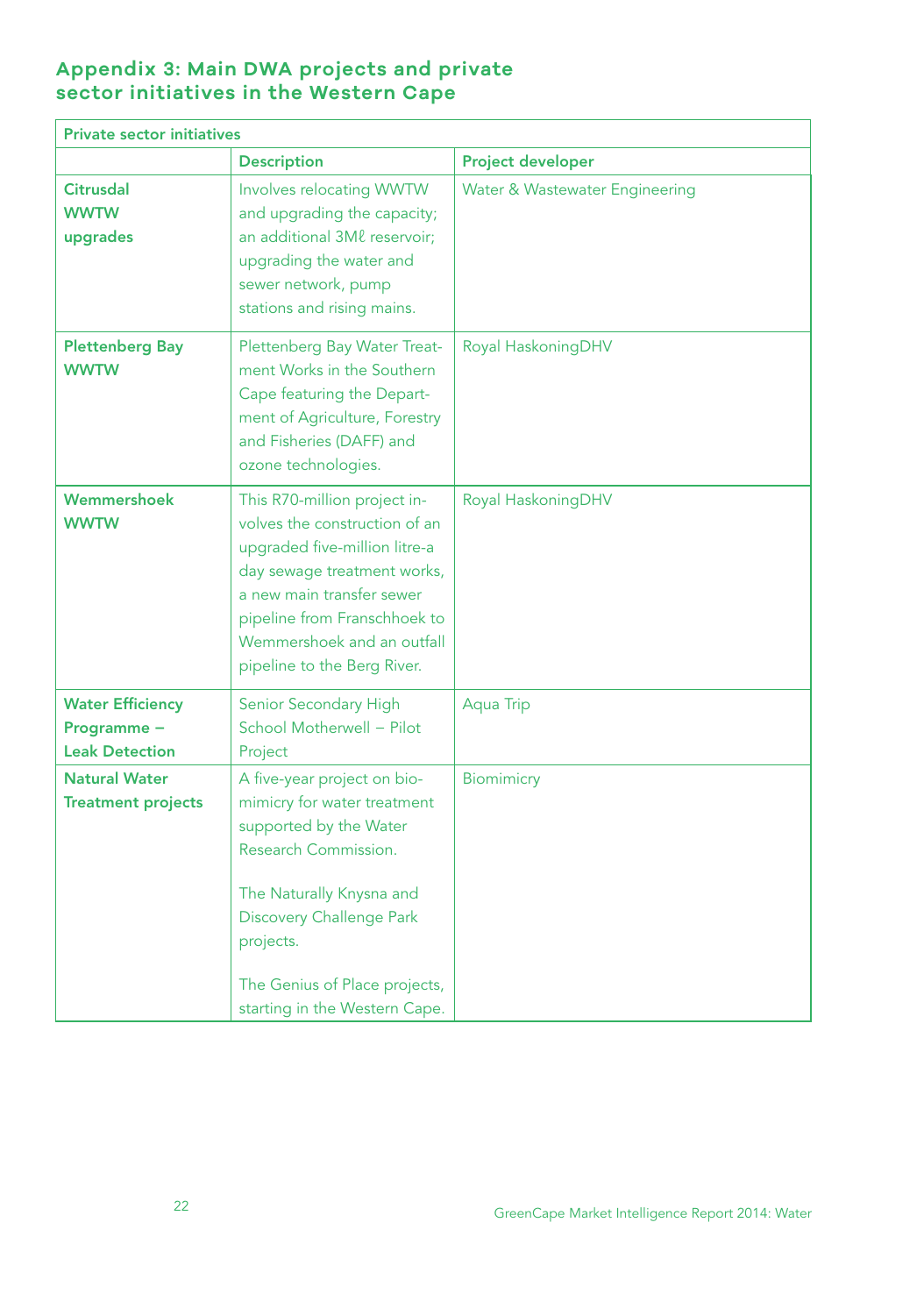## Appendix 3: Main DWA projects and private sector initiatives in the Western Cape

| Private sector initiatives | | |
|---|---|---|
| | **Description** | **Project developer** |
| **Citrusdal WWTW upgrades** | Involves relocating WWTW and upgrading the capacity; an additional 3Mℓ reservoir; upgrading the water and sewer network, pump stations and rising mains. | Water & Wastewater Engineering |
| **Plettenberg Bay WWTW** | Plettenberg Bay Water Treatment Works in the Southern Cape featuring the Department of Agriculture, Forestry and Fisheries (DAFF) and ozone technologies. | Royal HaskoningDHV |
| **Wemmershoek WWTW** | This R70-million project involves the construction of an upgraded five-million litre-a day sewage treatment works, a new main transfer sewer pipeline from Franschhoek to Wemmershoek and an outfall pipeline to the Berg River. | Royal HaskoningDHV |
| **Water Efficiency Programme – Leak Detection** | Senior Secondary High School Motherwell – Pilot Project | Aqua Trip |
| **Natural Water Treatment projects** | A five-year project on biomimicry for water treatment supported by the Water Research Commission. The Naturally Knysna and Discovery Challenge Park projects. The Genius of Place projects, starting in the Western Cape. | Biomimicry |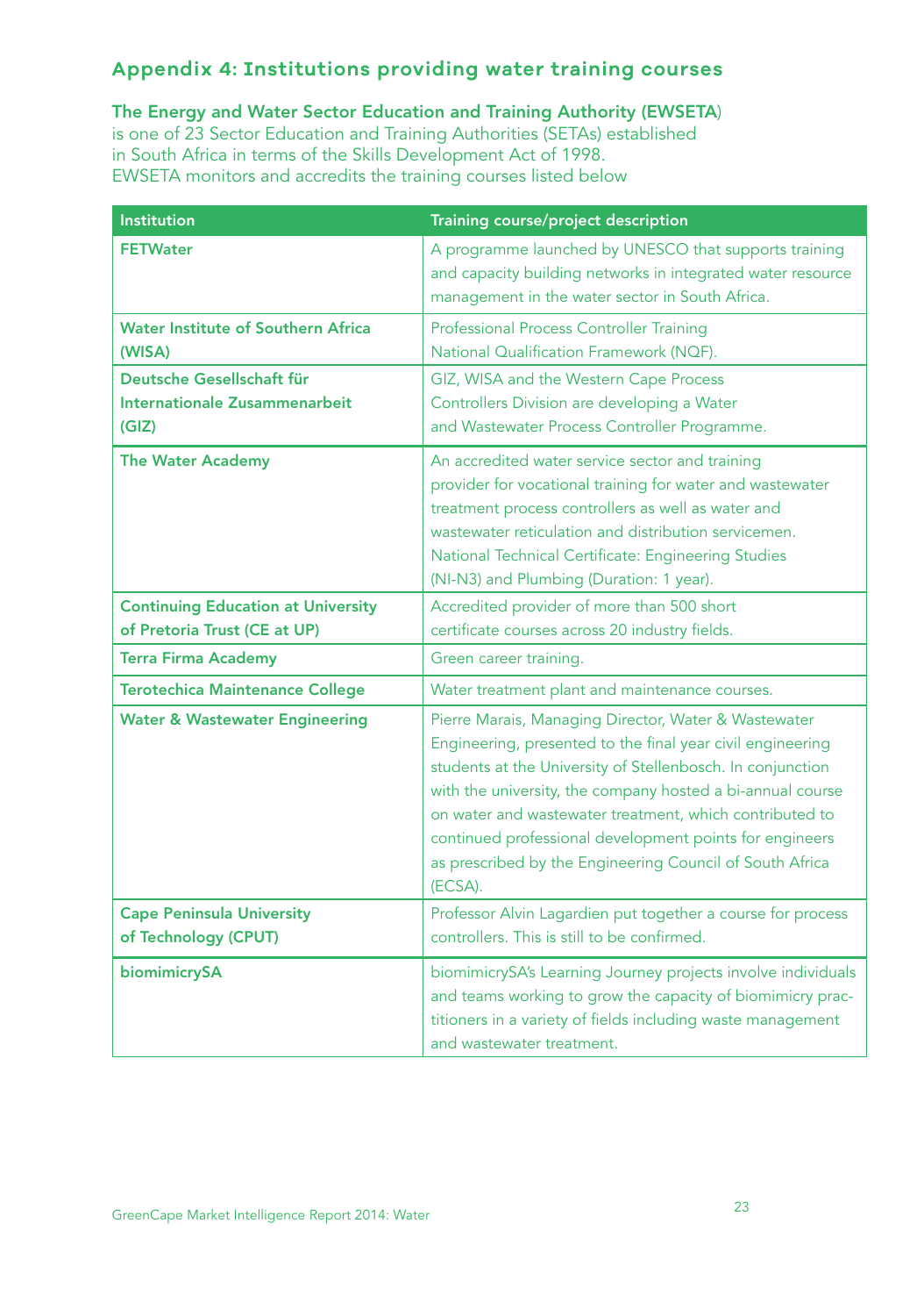## Appendix 4: Institutions providing water training courses

**The Energy and Water Sector Education and Training Authority (EWSETA)** is one of 23 Sector Education and Training Authorities (SETAs) established in South Africa in terms of the Skills Development Act of 1998. EWSETA monitors and accredits the training courses listed below

| Institution | Training course/project description |
|---|---|
| **FETWater** | A programme launched by UNESCO that supports training and capacity building networks in integrated water resource management in the water sector in South Africa. |
| **Water Institute of Southern Africa (WISA)** | Professional Process Controller Training National Qualification Framework (NQF). |
| **Deutsche Gesellschaft für Internationale Zusammenarbeit (GIZ)** | GIZ, WISA and the Western Cape Process Controllers Division are developing a Water and Wastewater Process Controller Programme. |
| **The Water Academy** | An accredited water service sector and training provider for vocational training for water and wastewater treatment process controllers as well as water and wastewater reticulation and distribution servicemen. National Technical Certificate: Engineering Studies (NI-N3) and Plumbing (Duration: 1 year). |
| **Continuing Education at University of Pretoria Trust (CE at UP)** | Accredited provider of more than 500 short certificate courses across 20 industry fields. |
| **Terra Firma Academy** | Green career training. |
| **Terotechica Maintenance College** | Water treatment plant and maintenance courses. |
| **Water & Wastewater Engineering** | Pierre Marais, Managing Director, Water & Wastewater Engineering, presented to the final year civil engineering students at the University of Stellenbosch. In conjunction with the university, the company hosted a bi-annual course on water and wastewater treatment, which contributed to continued professional development points for engineers as prescribed by the Engineering Council of South Africa (ECSA). |
| **Cape Peninsula University of Technology (CPUT)** | Professor Alvin Lagardien put together a course for process controllers. This is still to be confirmed. |
| **biomimicrySA** | biomimicrySA's Learning Journey projects involve individuals and teams working to grow the capacity of biomimicry practitioners in a variety of fields including waste management and wastewater treatment. |